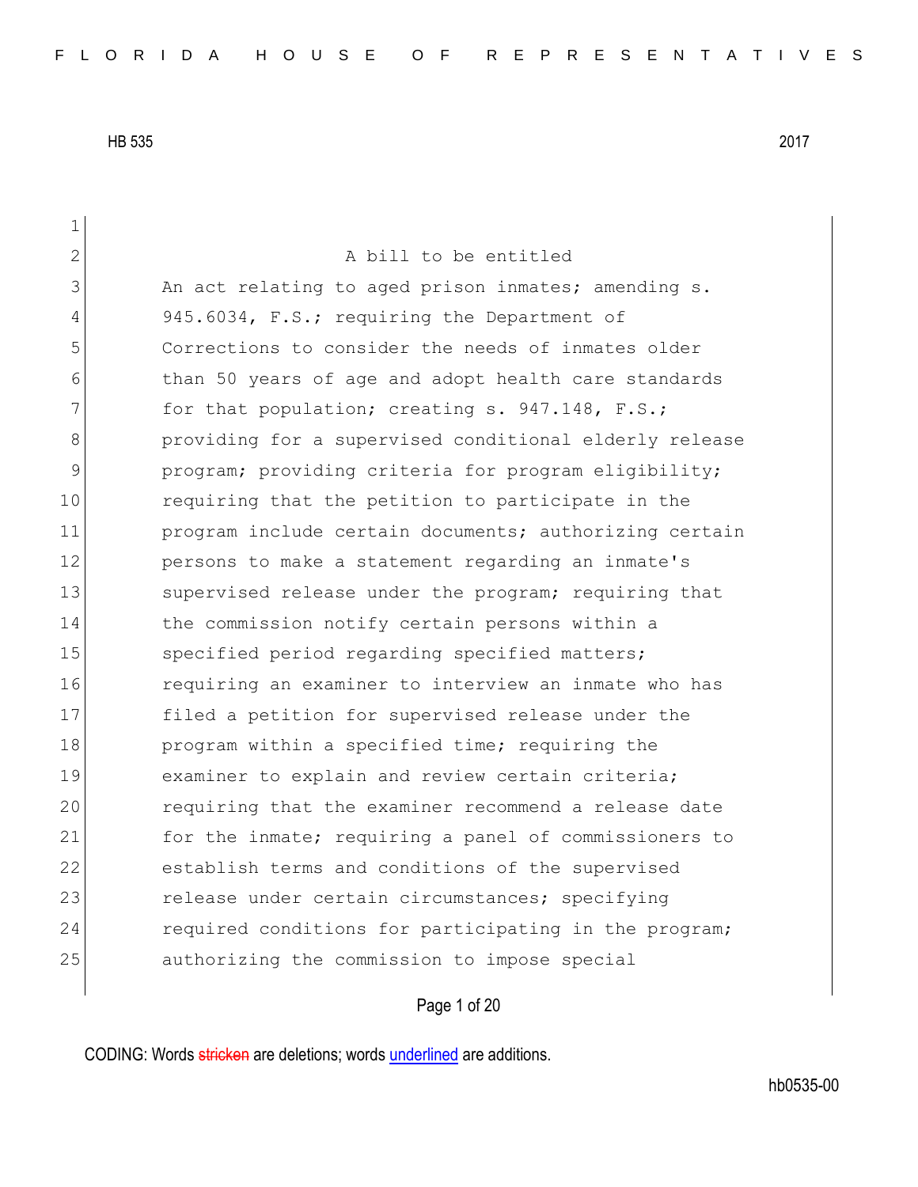HB 535 2017

A bill to be entitled

An act relating to aged prison inmates; amending s. 945.6034, F.S.; requiring the Department of Corrections to consider the needs of inmates older than 50 years of age and adopt health care standards for that population; creating s. 947.148, F.S.; providing for a supervised conditional elderly release program; providing criteria for program eligibility; requiring that the petition to participate in the program include certain documents; authorizing certain persons to make a statement regarding an inmate's supervised release under the program; requiring that the commission notify certain persons within a specified period regarding specified matters; requiring an examiner to interview an inmate who has filed a petition for supervised release under the program within a specified time; requiring the examiner to explain and review certain criteria; requiring that the examiner recommend a release date for the inmate; requiring a panel of commissioners to establish terms and conditions of the supervised release under certain circumstances; specifying required conditions for participating in the program; authorizing the commission to impose special

CODING: Words stricken are deletions; words underlined are additions.

hb0535-00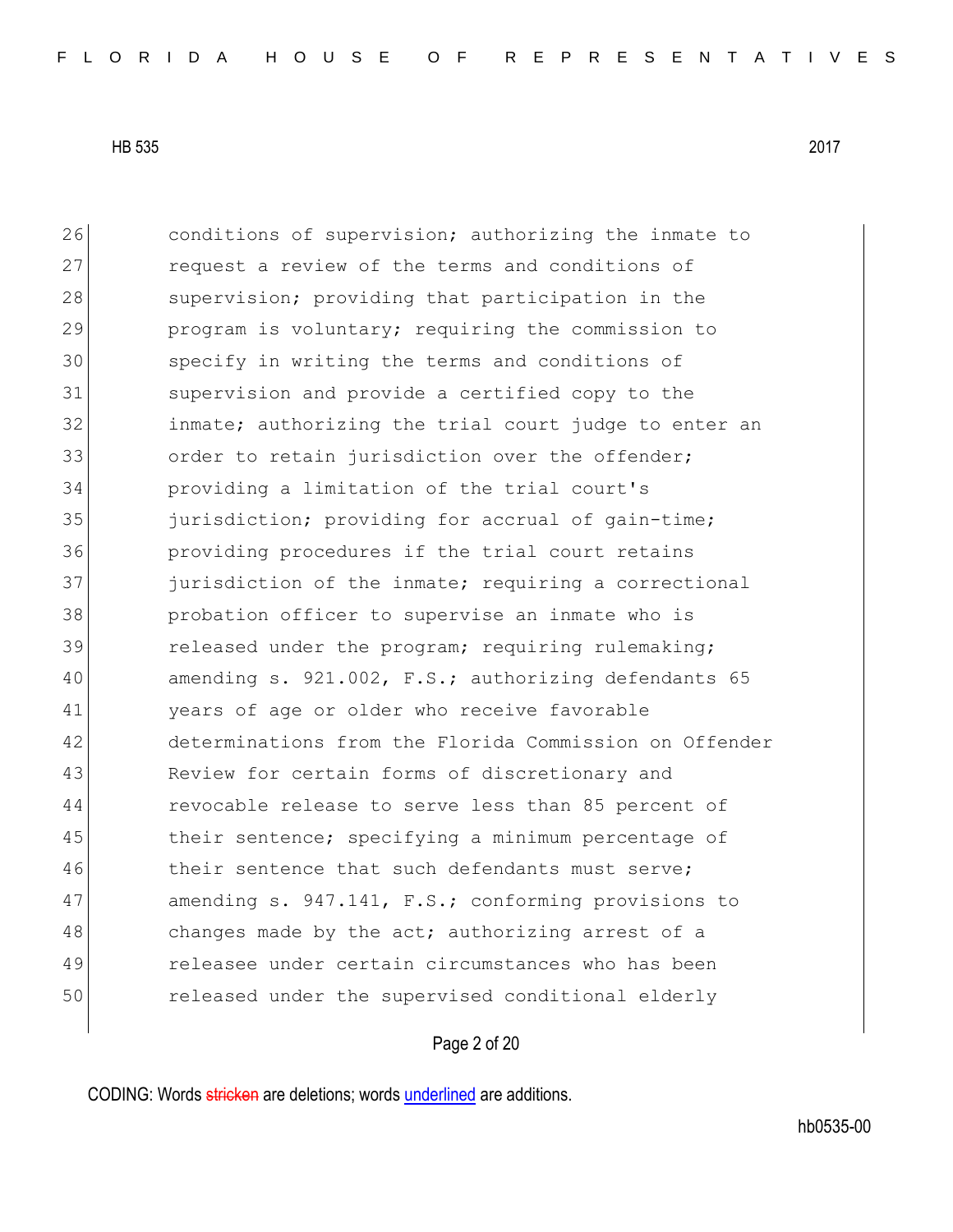conditions of supervision; authorizing the inmate to request a review of the terms and conditions of supervision; providing that participation in the program is voluntary; requiring the commission to specify in writing the terms and conditions of supervision and provide a certified copy to the inmate; authorizing the trial court judge to enter an order to retain jurisdiction over the offender; providing a limitation of the trial court's jurisdiction; providing for accrual of gain-time; providing procedures if the trial court retains jurisdiction of the inmate; requiring a correctional probation officer to supervise an inmate who is released under the program; requiring rulemaking; amending s. 921.002, F.S.; authorizing defendants 65 years of age or older who receive favorable determinations from the Florida Commission on Offender Review for certain forms of discretionary and revocable release to serve less than 85 percent of their sentence; specifying a minimum percentage of their sentence that such defendants must serve; amending s. 947.141, F.S.; conforming provisions to changes made by the act; authorizing arrest of a releasee under certain circumstances who has been released under the supervised conditional elderly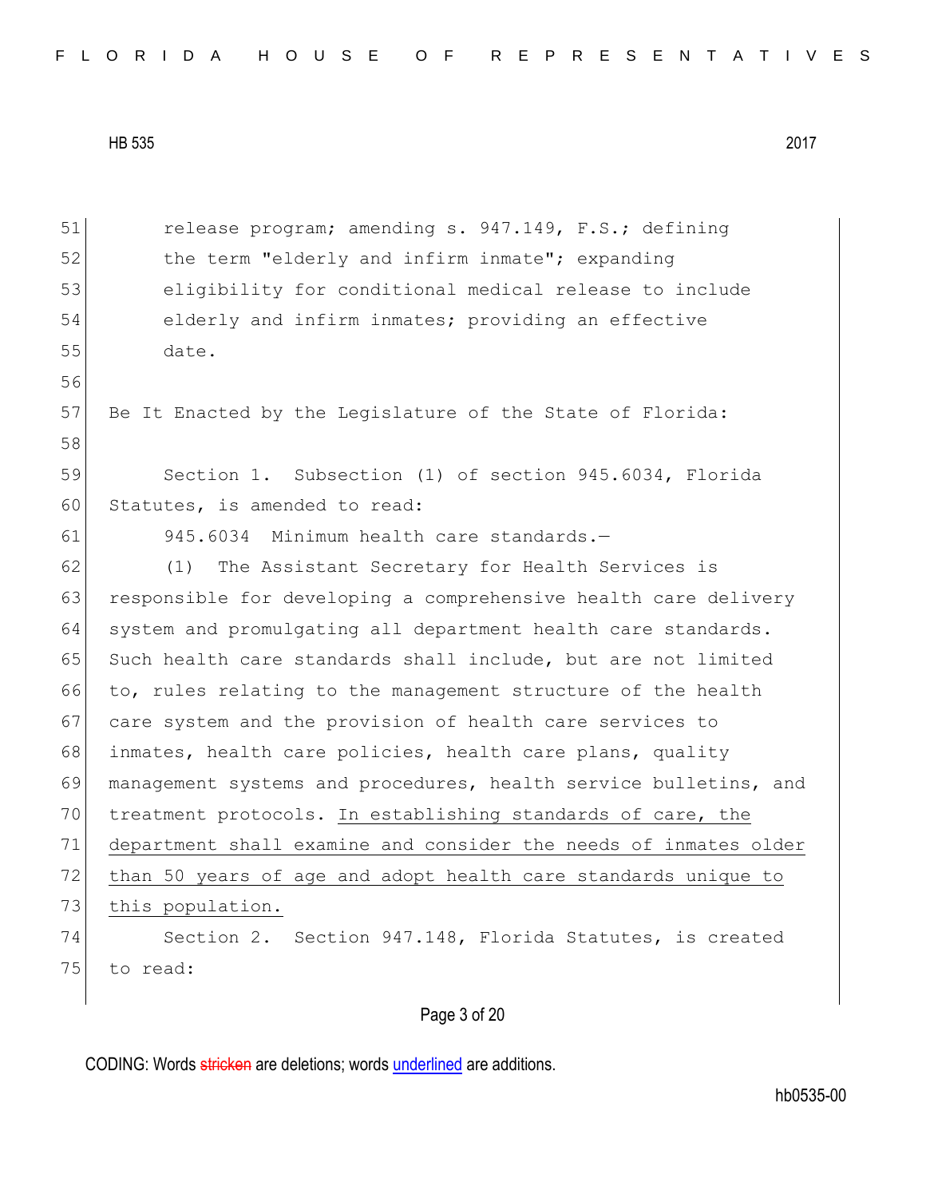release program; amending s. 947.149, F.S.; defining the term "elderly and infirm inmate"; expanding eligibility for conditional medical release to include elderly and infirm inmates; providing an effective date.

Be It Enacted by the Legislature of the State of Florida:

Section 1. Subsection (1) of section 945.6034, Florida Statutes, is amended to read:

945.6034 Minimum health care standards.—

(1) The Assistant Secretary for Health Services is responsible for developing a comprehensive health care delivery system and promulgating all department health care standards. Such health care standards shall include, but are not limited to, rules relating to the management structure of the health care system and the provision of health care services to inmates, health care policies, health care plans, quality management systems and procedures, health service bulletins, and treatment protocols. <u>In establishing standards of care, the department shall examine and consider the needs of inmates older than 50 years of age and adopt health care standards unique to this population.</u>

Section 2. Section 947.148, Florida Statutes, is created to read: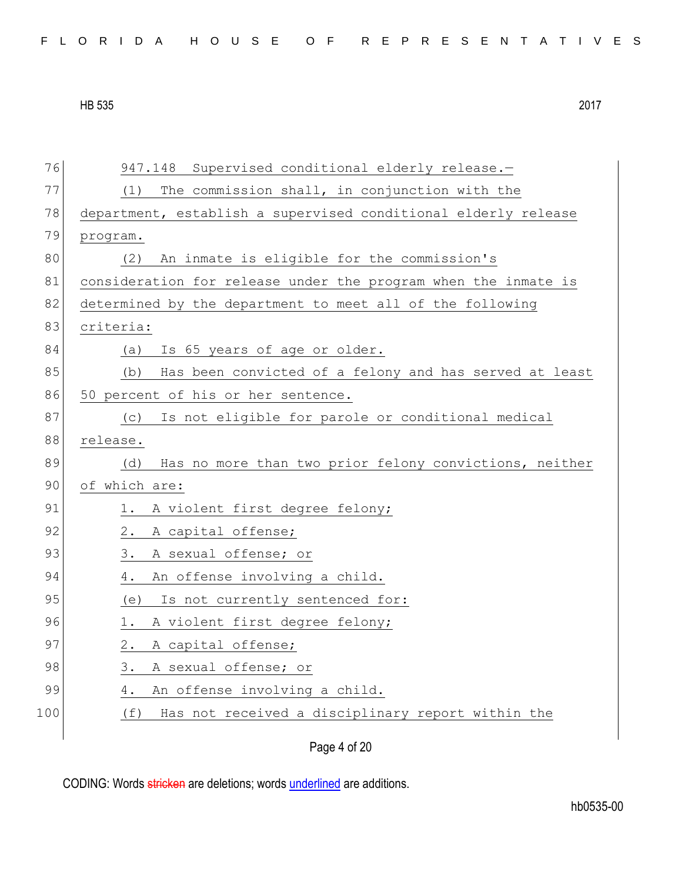947.148 Supervised conditional elderly release.—

(1) The commission shall, in conjunction with the department, establish a supervised conditional elderly release program.

(2) An inmate is eligible for the commission's consideration for release under the program when the inmate is determined by the department to meet all of the following criteria:

(a) Is 65 years of age or older.

(b) Has been convicted of a felony and has served at least 50 percent of his or her sentence.

(c) Is not eligible for parole or conditional medical release.

(d) Has no more than two prior felony convictions, neither of which are:

1. A violent first degree felony;

2. A capital offense;

3. A sexual offense; or

4. An offense involving a child.

(e) Is not currently sentenced for:

1. A violent first degree felony;

2. A capital offense;

3. A sexual offense; or

4. An offense involving a child.

(f) Has not received a disciplinary report within the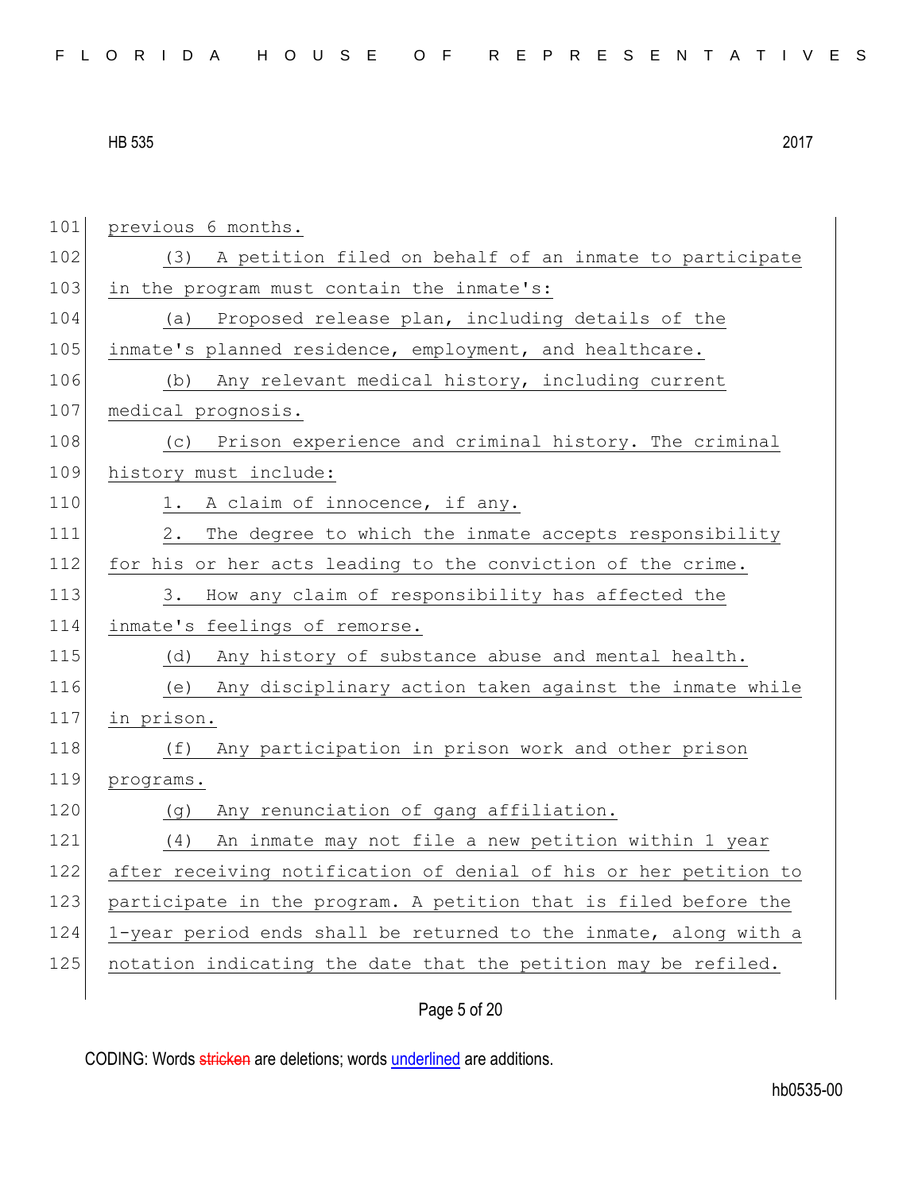previous 6 months.

(3) A petition filed on behalf of an inmate to participate in the program must contain the inmate's:

(a) Proposed release plan, including details of the inmate's planned residence, employment, and healthcare.

(b) Any relevant medical history, including current medical prognosis.

(c) Prison experience and criminal history. The criminal history must include:

1. A claim of innocence, if any.

2. The degree to which the inmate accepts responsibility for his or her acts leading to the conviction of the crime.

3. How any claim of responsibility has affected the inmate's feelings of remorse.

(d) Any history of substance abuse and mental health.

(e) Any disciplinary action taken against the inmate while in prison.

(f) Any participation in prison work and other prison programs.

(g) Any renunciation of gang affiliation.

(4) An inmate may not file a new petition within 1 year after receiving notification of denial of his or her petition to participate in the program. A petition that is filed before the 1-year period ends shall be returned to the inmate, along with a notation indicating the date that the petition may be refiled.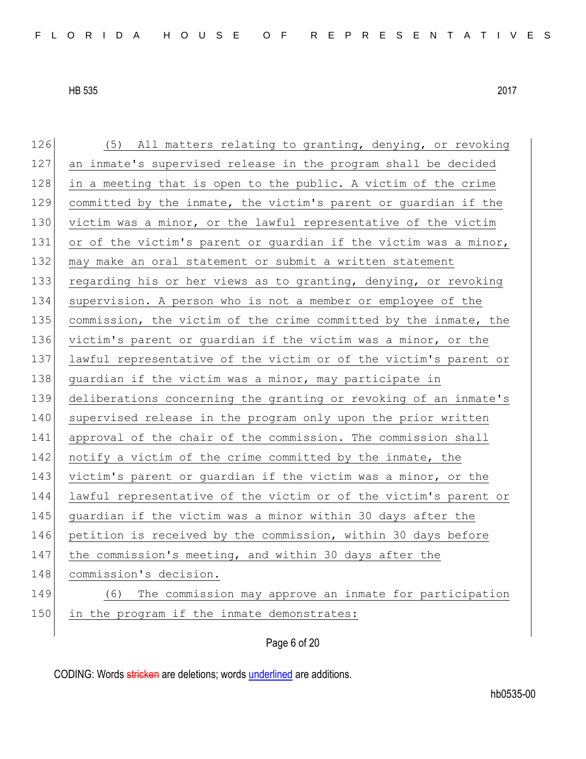(5) All matters relating to granting, denying, or revoking an inmate's supervised release in the program shall be decided in a meeting that is open to the public. A victim of the crime committed by the inmate, the victim's parent or guardian if the victim was a minor, or the lawful representative of the victim or of the victim's parent or guardian if the victim was a minor, may make an oral statement or submit a written statement regarding his or her views as to granting, denying, or revoking supervision. A person who is not a member or employee of the commission, the victim of the crime committed by the inmate, the victim's parent or guardian if the victim was a minor, or the lawful representative of the victim or of the victim's parent or guardian if the victim was a minor, may participate in deliberations concerning the granting or revoking of an inmate's supervised release in the program only upon the prior written approval of the chair of the commission. The commission shall notify a victim of the crime committed by the inmate, the victim's parent or guardian if the victim was a minor, or the lawful representative of the victim or of the victim's parent or guardian if the victim was a minor within 30 days after the petition is received by the commission, within 30 days before the commission's meeting, and within 30 days after the commission's decision.

(6) The commission may approve an inmate for participation in the program if the inmate demonstrates: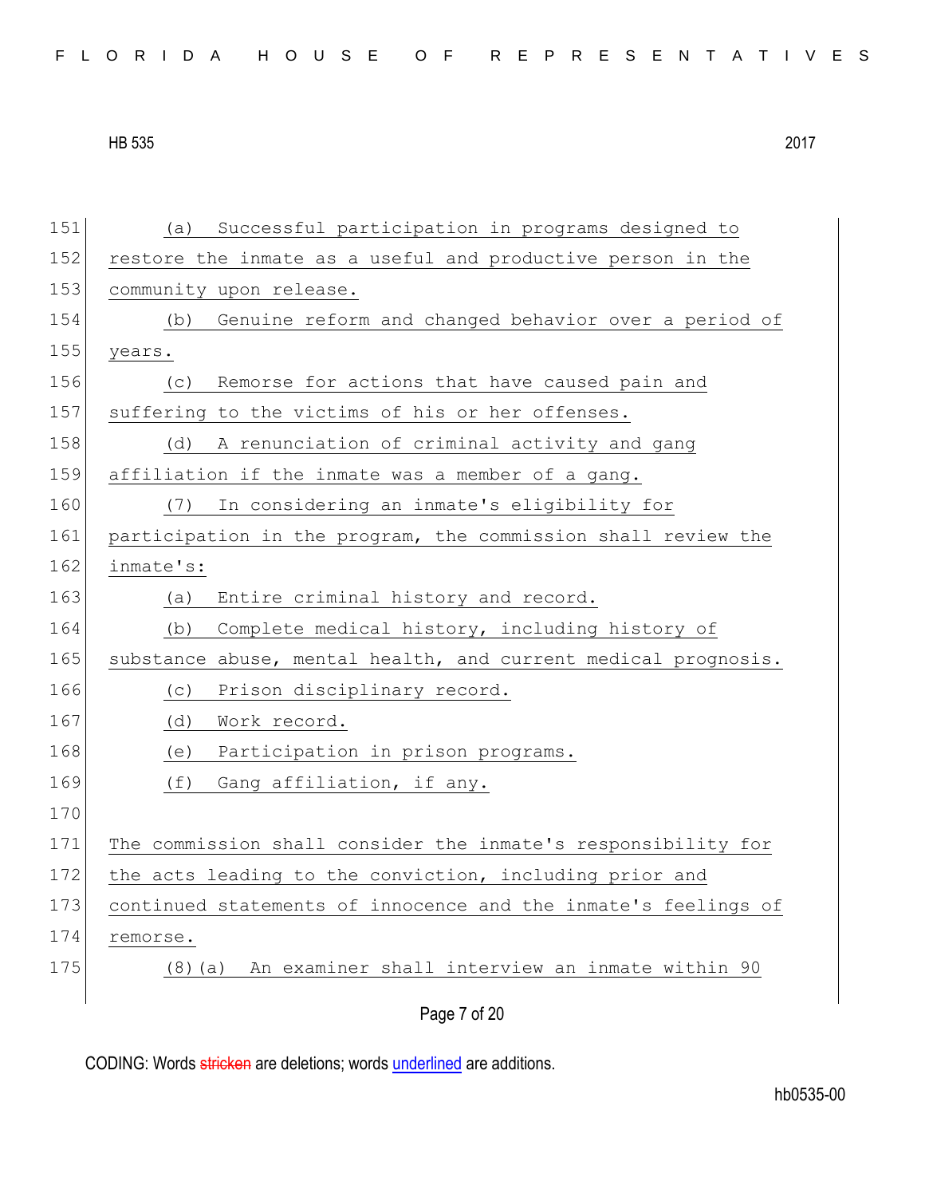(a) Successful participation in programs designed to restore the inmate as a useful and productive person in the community upon release.

(b) Genuine reform and changed behavior over a period of years.

(c) Remorse for actions that have caused pain and suffering to the victims of his or her offenses.

(d) A renunciation of criminal activity and gang affiliation if the inmate was a member of a gang.

(7) In considering an inmate's eligibility for participation in the program, the commission shall review the inmate's:

(a) Entire criminal history and record.

(b) Complete medical history, including history of substance abuse, mental health, and current medical prognosis.

(c) Prison disciplinary record.

(d) Work record.

(e) Participation in prison programs.

(f) Gang affiliation, if any.

The commission shall consider the inmate's responsibility for the acts leading to the conviction, including prior and continued statements of innocence and the inmate's feelings of remorse.

(8)(a) An examiner shall interview an inmate within 90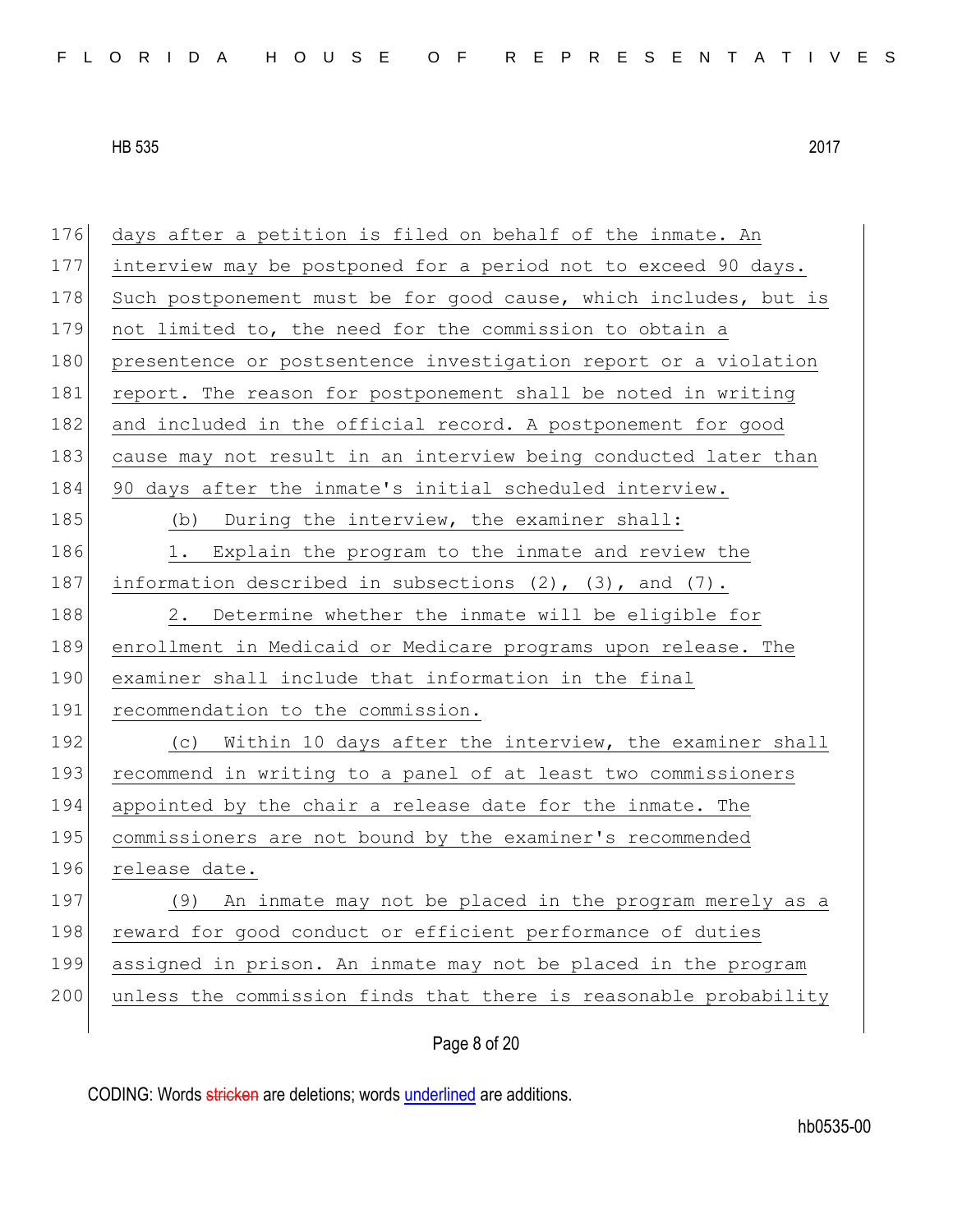days after a petition is filed on behalf of the inmate. An interview may be postponed for a period not to exceed 90 days. Such postponement must be for good cause, which includes, but is not limited to, the need for the commission to obtain a presentence or postsentence investigation report or a violation report. The reason for postponement shall be noted in writing and included in the official record. A postponement for good cause may not result in an interview being conducted later than 90 days after the inmate's initial scheduled interview.

(b) During the interview, the examiner shall:

1. Explain the program to the inmate and review the information described in subsections (2), (3), and (7).

2. Determine whether the inmate will be eligible for enrollment in Medicaid or Medicare programs upon release. The examiner shall include that information in the final recommendation to the commission.

(c) Within 10 days after the interview, the examiner shall recommend in writing to a panel of at least two commissioners appointed by the chair a release date for the inmate. The commissioners are not bound by the examiner's recommended release date.

(9) An inmate may not be placed in the program merely as a reward for good conduct or efficient performance of duties assigned in prison. An inmate may not be placed in the program unless the commission finds that there is reasonable probability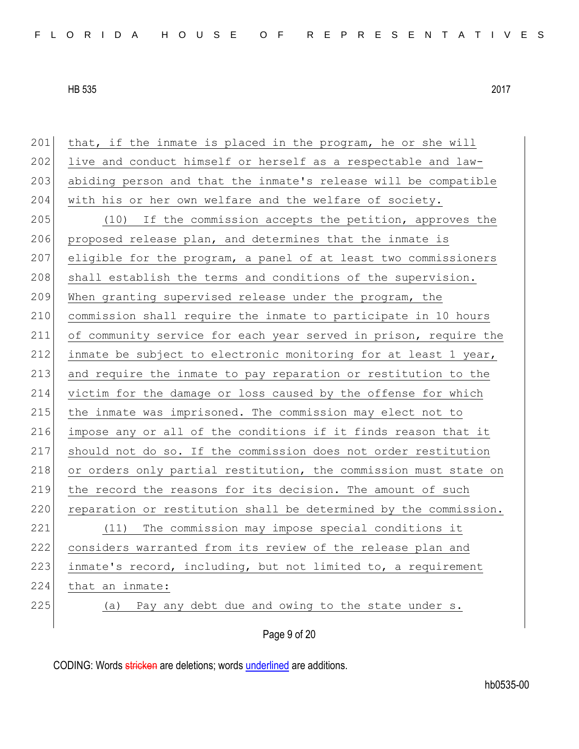that, if the inmate is placed in the program, he or she will live and conduct himself or herself as a respectable and law-abiding person and that the inmate's release will be compatible with his or her own welfare and the welfare of society.

(10) If the commission accepts the petition, approves the proposed release plan, and determines that the inmate is eligible for the program, a panel of at least two commissioners shall establish the terms and conditions of the supervision. When granting supervised release under the program, the commission shall require the inmate to participate in 10 hours of community service for each year served in prison, require the inmate be subject to electronic monitoring for at least 1 year, and require the inmate to pay reparation or restitution to the victim for the damage or loss caused by the offense for which the inmate was imprisoned. The commission may elect not to impose any or all of the conditions if it finds reason that it should not do so. If the commission does not order restitution or orders only partial restitution, the commission must state on the record the reasons for its decision. The amount of such reparation or restitution shall be determined by the commission.

(11) The commission may impose special conditions it considers warranted from its review of the release plan and inmate's record, including, but not limited to, a requirement that an inmate:

(a) Pay any debt due and owing to the state under s.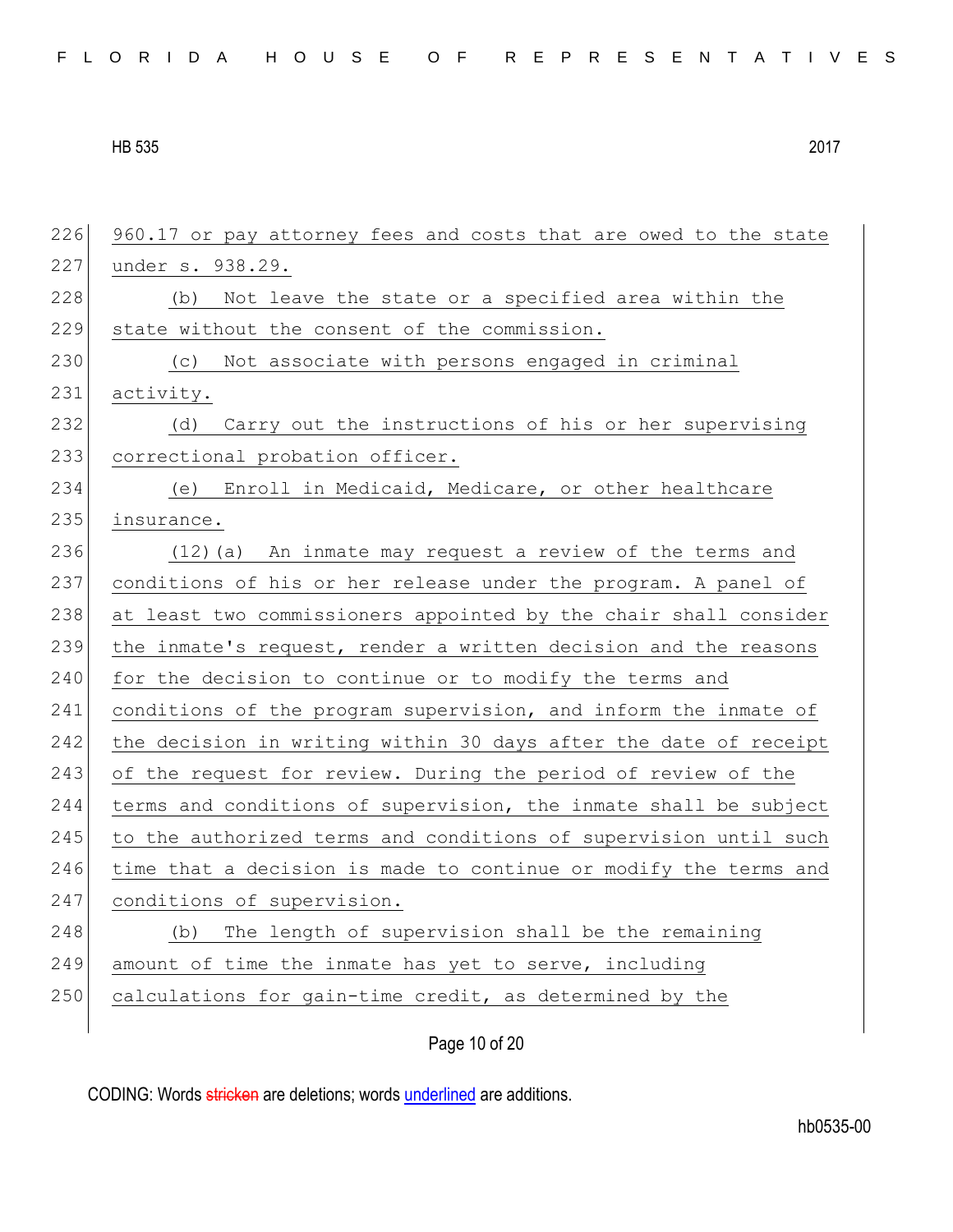960.17 or pay attorney fees and costs that are owed to the state under s. 938.29.

(b) Not leave the state or a specified area within the state without the consent of the commission.

(c) Not associate with persons engaged in criminal activity.

(d) Carry out the instructions of his or her supervising correctional probation officer.

(e) Enroll in Medicaid, Medicare, or other healthcare insurance.

(12)(a) An inmate may request a review of the terms and conditions of his or her release under the program. A panel of at least two commissioners appointed by the chair shall consider the inmate's request, render a written decision and the reasons for the decision to continue or to modify the terms and conditions of the program supervision, and inform the inmate of the decision in writing within 30 days after the date of receipt of the request for review. During the period of review of the terms and conditions of supervision, the inmate shall be subject to the authorized terms and conditions of supervision until such time that a decision is made to continue or modify the terms and conditions of supervision.

(b) The length of supervision shall be the remaining amount of time the inmate has yet to serve, including calculations for gain-time credit, as determined by the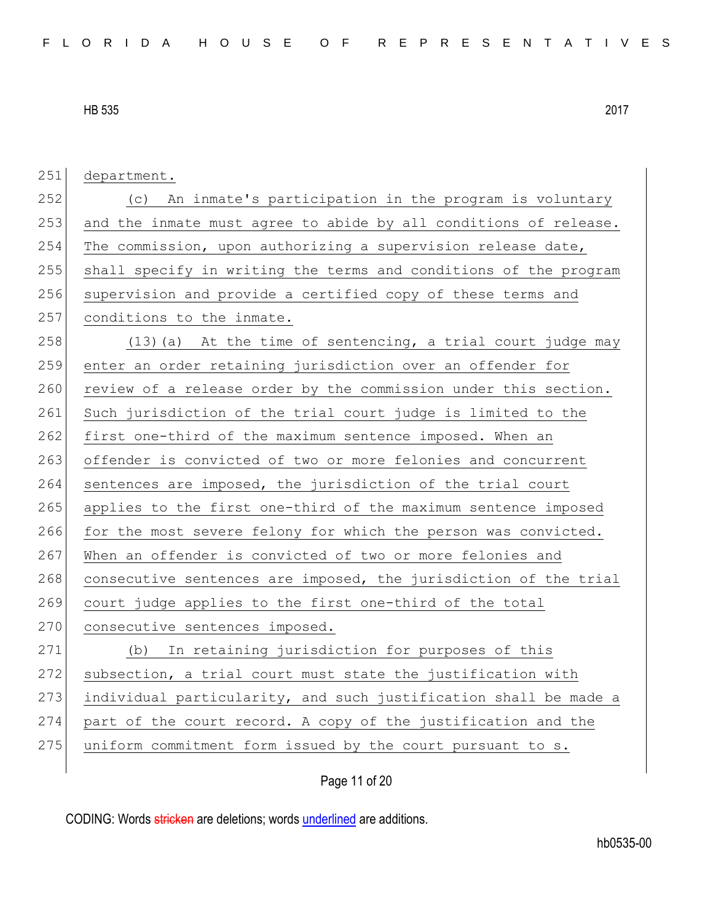department.

(c) An inmate's participation in the program is voluntary and the inmate must agree to abide by all conditions of release. The commission, upon authorizing a supervision release date, shall specify in writing the terms and conditions of the program supervision and provide a certified copy of these terms and conditions to the inmate.

(13)(a) At the time of sentencing, a trial court judge may enter an order retaining jurisdiction over an offender for review of a release order by the commission under this section. Such jurisdiction of the trial court judge is limited to the first one-third of the maximum sentence imposed. When an offender is convicted of two or more felonies and concurrent sentences are imposed, the jurisdiction of the trial court applies to the first one-third of the maximum sentence imposed for the most severe felony for which the person was convicted. When an offender is convicted of two or more felonies and consecutive sentences are imposed, the jurisdiction of the trial court judge applies to the first one-third of the total consecutive sentences imposed.

(b) In retaining jurisdiction for purposes of this subsection, a trial court must state the justification with individual particularity, and such justification shall be made a part of the court record. A copy of the justification and the uniform commitment form issued by the court pursuant to s.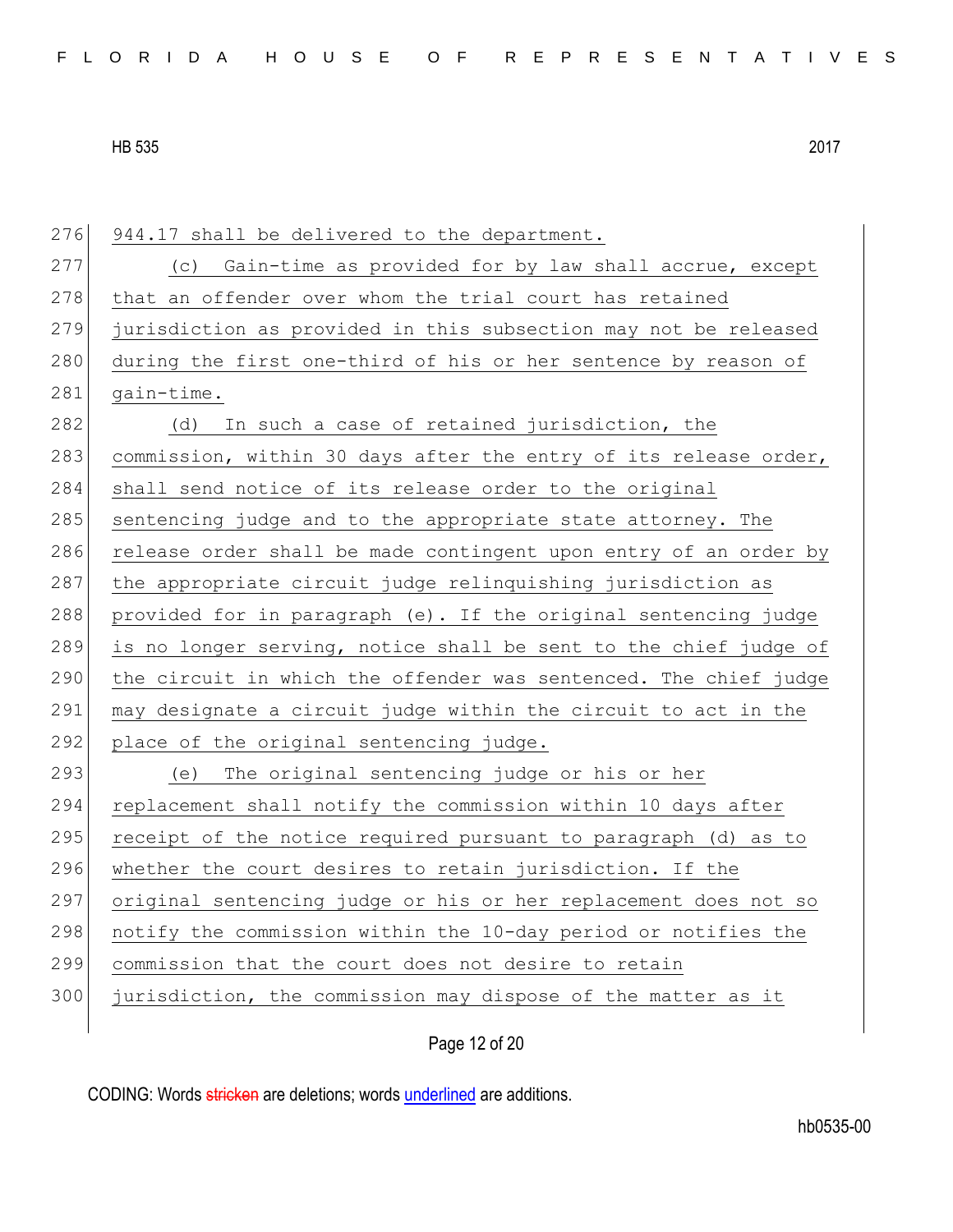944.17 shall be delivered to the department.

(c) Gain-time as provided for by law shall accrue, except that an offender over whom the trial court has retained jurisdiction as provided in this subsection may not be released during the first one-third of his or her sentence by reason of gain-time.

(d) In such a case of retained jurisdiction, the commission, within 30 days after the entry of its release order, shall send notice of its release order to the original sentencing judge and to the appropriate state attorney. The release order shall be made contingent upon entry of an order by the appropriate circuit judge relinquishing jurisdiction as provided for in paragraph (e). If the original sentencing judge is no longer serving, notice shall be sent to the chief judge of the circuit in which the offender was sentenced. The chief judge may designate a circuit judge within the circuit to act in the place of the original sentencing judge.

(e) The original sentencing judge or his or her replacement shall notify the commission within 10 days after receipt of the notice required pursuant to paragraph (d) as to whether the court desires to retain jurisdiction. If the original sentencing judge or his or her replacement does not so notify the commission within the 10-day period or notifies the commission that the court does not desire to retain jurisdiction, the commission may dispose of the matter as it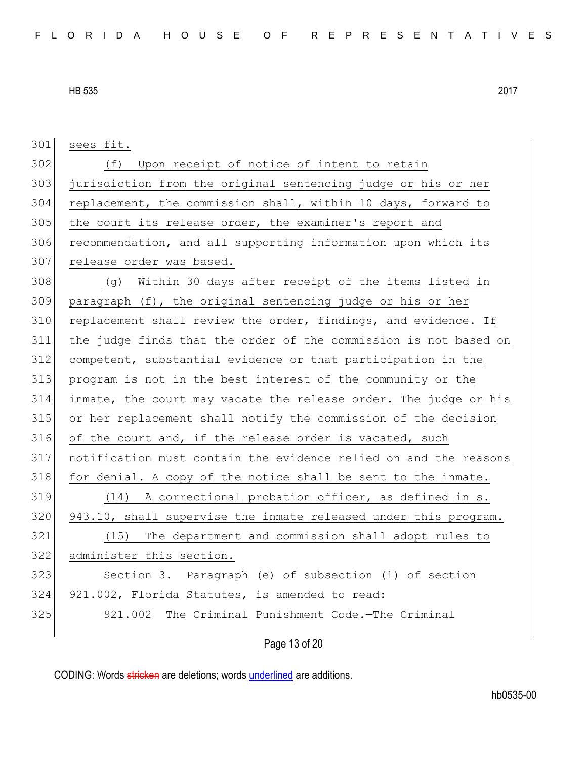sees fit.

(f) Upon receipt of notice of intent to retain jurisdiction from the original sentencing judge or his or her replacement, the commission shall, within 10 days, forward to the court its release order, the examiner's report and recommendation, and all supporting information upon which its release order was based.

(g) Within 30 days after receipt of the items listed in paragraph (f), the original sentencing judge or his or her replacement shall review the order, findings, and evidence. If the judge finds that the order of the commission is not based on competent, substantial evidence or that participation in the program is not in the best interest of the community or the inmate, the court may vacate the release order. The judge or his or her replacement shall notify the commission of the decision of the court and, if the release order is vacated, such notification must contain the evidence relied on and the reasons for denial. A copy of the notice shall be sent to the inmate.

(14) A correctional probation officer, as defined in s. 943.10, shall supervise the inmate released under this program.

(15) The department and commission shall adopt rules to administer this section.

Section 3. Paragraph (e) of subsection (1) of section 921.002, Florida Statutes, is amended to read:

921.002 The Criminal Punishment Code.—The Criminal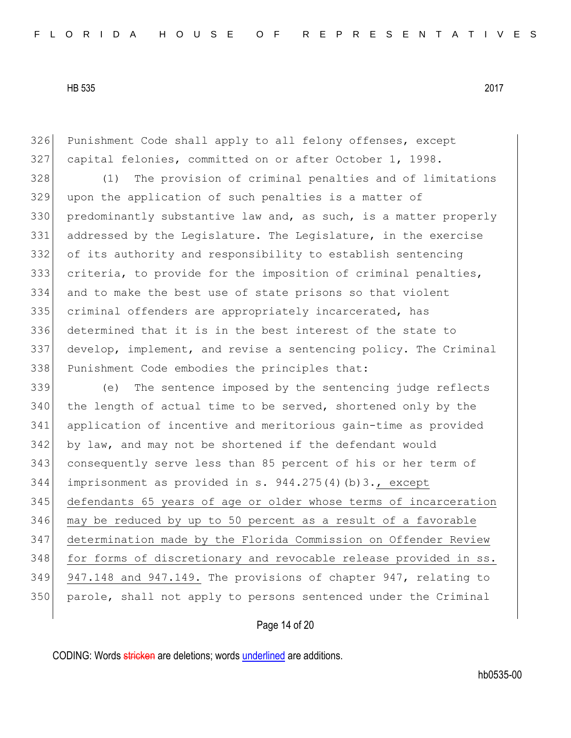Punishment Code shall apply to all felony offenses, except capital felonies, committed on or after October 1, 1998.

(1) The provision of criminal penalties and of limitations upon the application of such penalties is a matter of predominantly substantive law and, as such, is a matter properly addressed by the Legislature. The Legislature, in the exercise of its authority and responsibility to establish sentencing criteria, to provide for the imposition of criminal penalties, and to make the best use of state prisons so that violent criminal offenders are appropriately incarcerated, has determined that it is in the best interest of the state to develop, implement, and revise a sentencing policy. The Criminal Punishment Code embodies the principles that:

(e) The sentence imposed by the sentencing judge reflects the length of actual time to be served, shortened only by the application of incentive and meritorious gain-time as provided by law, and may not be shortened if the defendant would consequently serve less than 85 percent of his or her term of imprisonment as provided in s. 944.275(4)(b)3., except defendants 65 years of age or older whose terms of incarceration may be reduced by up to 50 percent as a result of a favorable determination made by the Florida Commission on Offender Review for forms of discretionary and revocable release provided in ss. 947.148 and 947.149. The provisions of chapter 947, relating to parole, shall not apply to persons sentenced under the Criminal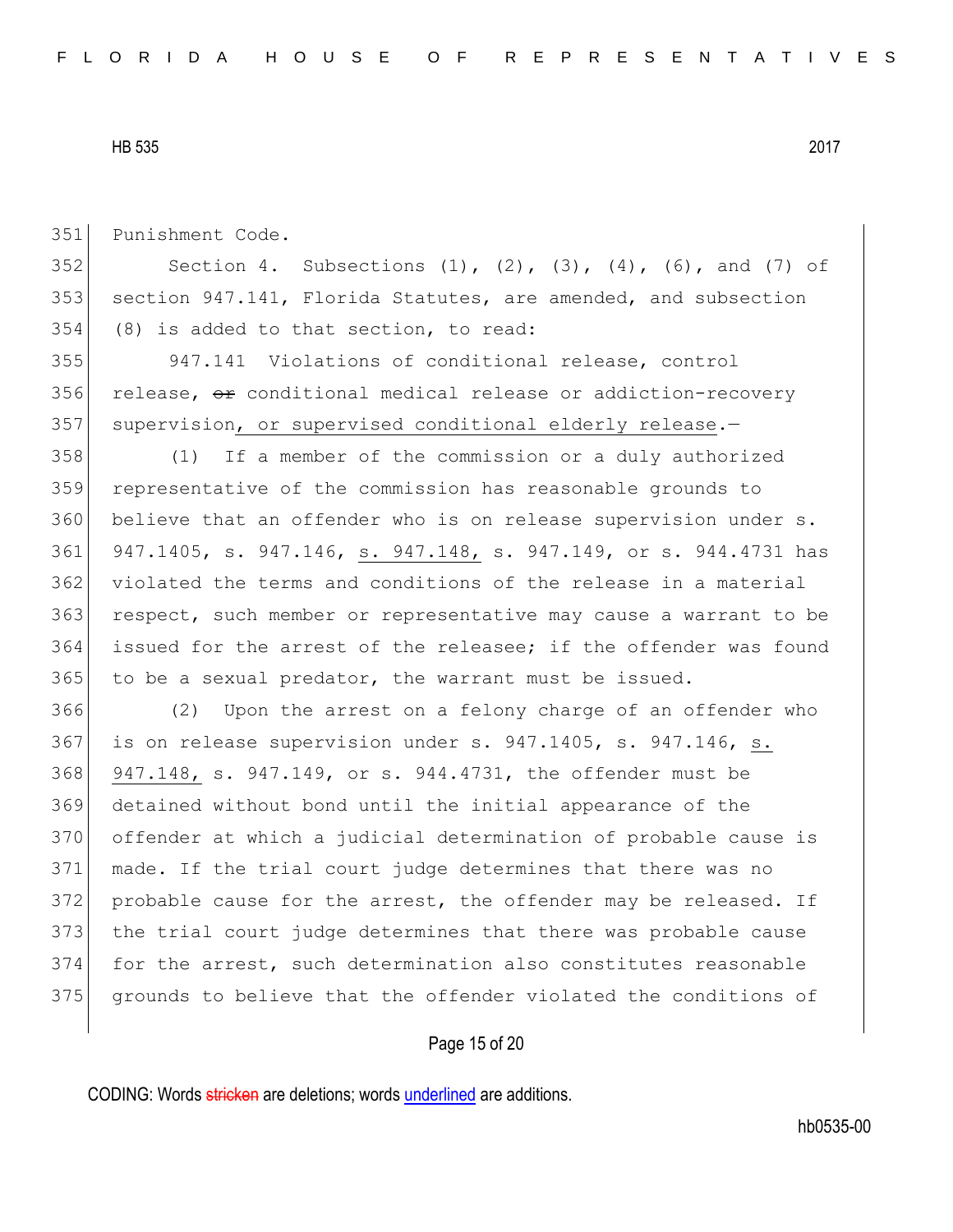Punishment Code.

Section 4. Subsections (1), (2), (3), (4), (6), and (7) of section 947.141, Florida Statutes, are amended, and subsection (8) is added to that section, to read:

947.141 Violations of conditional release, control release, ~~or~~ conditional medical release or addiction-recovery supervision<u>, or supervised conditional elderly release</u>.—

(1) If a member of the commission or a duly authorized representative of the commission has reasonable grounds to believe that an offender who is on release supervision under s. 947.1405, s. 947.146, <u>s. 947.148,</u> s. 947.149, or s. 944.4731 has violated the terms and conditions of the release in a material respect, such member or representative may cause a warrant to be issued for the arrest of the releasee; if the offender was found to be a sexual predator, the warrant must be issued.

(2) Upon the arrest on a felony charge of an offender who is on release supervision under s. 947.1405, s. 947.146, <u>s. 947.148,</u> s. 947.149, or s. 944.4731, the offender must be detained without bond until the initial appearance of the offender at which a judicial determination of probable cause is made. If the trial court judge determines that there was no probable cause for the arrest, the offender may be released. If the trial court judge determines that there was probable cause for the arrest, such determination also constitutes reasonable grounds to believe that the offender violated the conditions of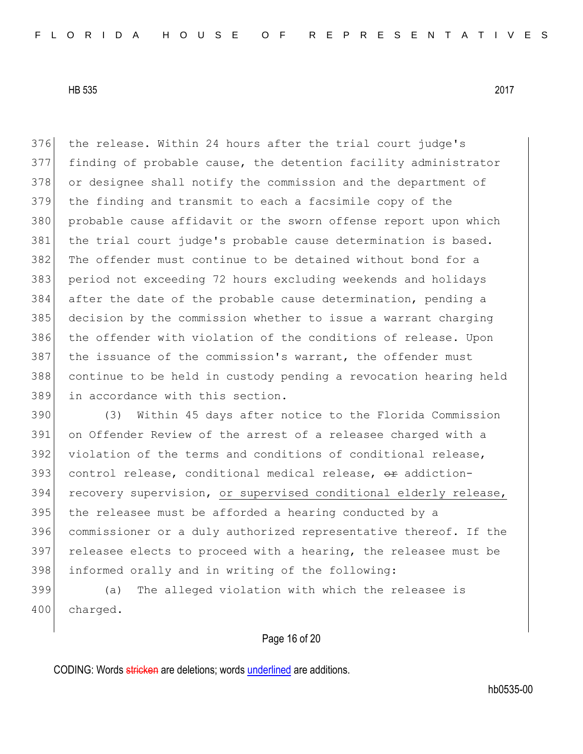the release. Within 24 hours after the trial court judge's finding of probable cause, the detention facility administrator or designee shall notify the commission and the department of the finding and transmit to each a facsimile copy of the probable cause affidavit or the sworn offense report upon which the trial court judge's probable cause determination is based. The offender must continue to be detained without bond for a period not exceeding 72 hours excluding weekends and holidays after the date of the probable cause determination, pending a decision by the commission whether to issue a warrant charging the offender with violation of the conditions of release. Upon the issuance of the commission's warrant, the offender must continue to be held in custody pending a revocation hearing held in accordance with this section.

(3) Within 45 days after notice to the Florida Commission on Offender Review of the arrest of a releasee charged with a violation of the terms and conditions of conditional release, control release, conditional medical release, ~~or~~ addiction-recovery supervision, <u>or supervised conditional elderly release,</u> the releasee must be afforded a hearing conducted by a commissioner or a duly authorized representative thereof. If the releasee elects to proceed with a hearing, the releasee must be informed orally and in writing of the following:

(a) The alleged violation with which the releasee is charged.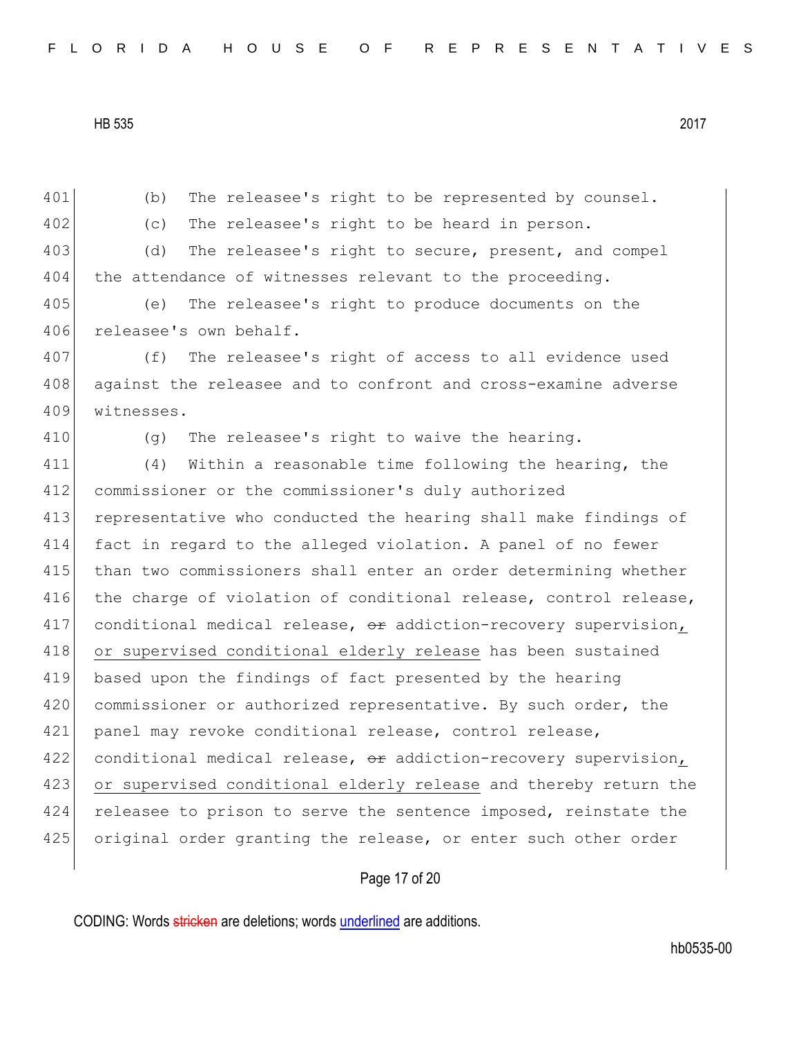(b) The releasee's right to be represented by counsel.

(c) The releasee's right to be heard in person.

(d) The releasee's right to secure, present, and compel the attendance of witnesses relevant to the proceeding.

(e) The releasee's right to produce documents on the releasee's own behalf.

(f) The releasee's right of access to all evidence used against the releasee and to confront and cross-examine adverse witnesses.

(g) The releasee's right to waive the hearing.

(4) Within a reasonable time following the hearing, the commissioner or the commissioner's duly authorized representative who conducted the hearing shall make findings of fact in regard to the alleged violation. A panel of no fewer than two commissioners shall enter an order determining whether the charge of violation of conditional release, control release, conditional medical release, ~~or~~ addiction-recovery supervision, or supervised conditional elderly release has been sustained based upon the findings of fact presented by the hearing commissioner or authorized representative. By such order, the panel may revoke conditional release, control release, conditional medical release, ~~or~~ addiction-recovery supervision, or supervised conditional elderly release and thereby return the releasee to prison to serve the sentence imposed, reinstate the original order granting the release, or enter such other order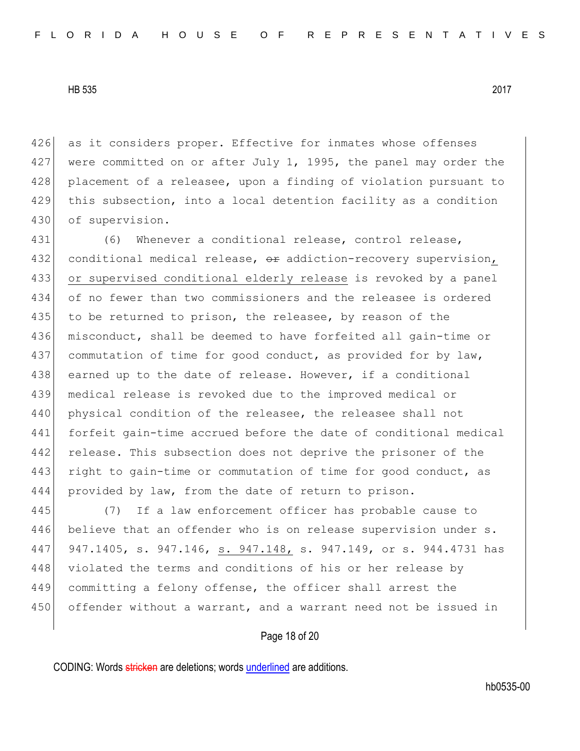as it considers proper. Effective for inmates whose offenses were committed on or after July 1, 1995, the panel may order the placement of a releasee, upon a finding of violation pursuant to this subsection, into a local detention facility as a condition of supervision.

(6) Whenever a conditional release, control release, conditional medical release, ~~or~~ addiction-recovery supervision, <u>or supervised conditional elderly release</u> is revoked by a panel of no fewer than two commissioners and the releasee is ordered to be returned to prison, the releasee, by reason of the misconduct, shall be deemed to have forfeited all gain-time or commutation of time for good conduct, as provided for by law, earned up to the date of release. However, if a conditional medical release is revoked due to the improved medical or physical condition of the releasee, the releasee shall not forfeit gain-time accrued before the date of conditional medical release. This subsection does not deprive the prisoner of the right to gain-time or commutation of time for good conduct, as provided by law, from the date of return to prison.

(7) If a law enforcement officer has probable cause to believe that an offender who is on release supervision under s. 947.1405, s. 947.146, <u>s. 947.148,</u> s. 947.149, or s. 944.4731 has violated the terms and conditions of his or her release by committing a felony offense, the officer shall arrest the offender without a warrant, and a warrant need not be issued in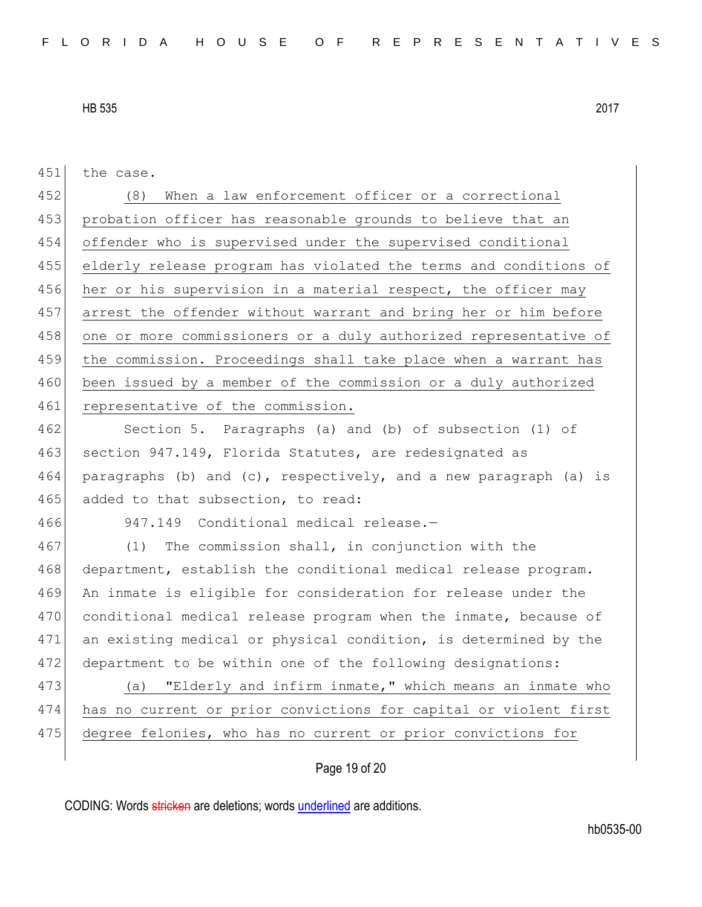the case.

(8) When a law enforcement officer or a correctional probation officer has reasonable grounds to believe that an offender who is supervised under the supervised conditional elderly release program has violated the terms and conditions of her or his supervision in a material respect, the officer may arrest the offender without warrant and bring her or him before one or more commissioners or a duly authorized representative of the commission. Proceedings shall take place when a warrant has been issued by a member of the commission or a duly authorized representative of the commission.

Section 5. Paragraphs (a) and (b) of subsection (1) of section 947.149, Florida Statutes, are redesignated as paragraphs (b) and (c), respectively, and a new paragraph (a) is added to that subsection, to read:

947.149 Conditional medical release.—

(1) The commission shall, in conjunction with the department, establish the conditional medical release program. An inmate is eligible for consideration for release under the conditional medical release program when the inmate, because of an existing medical or physical condition, is determined by the department to be within one of the following designations:

(a) "Elderly and infirm inmate," which means an inmate who has no current or prior convictions for capital or violent first degree felonies, who has no current or prior convictions for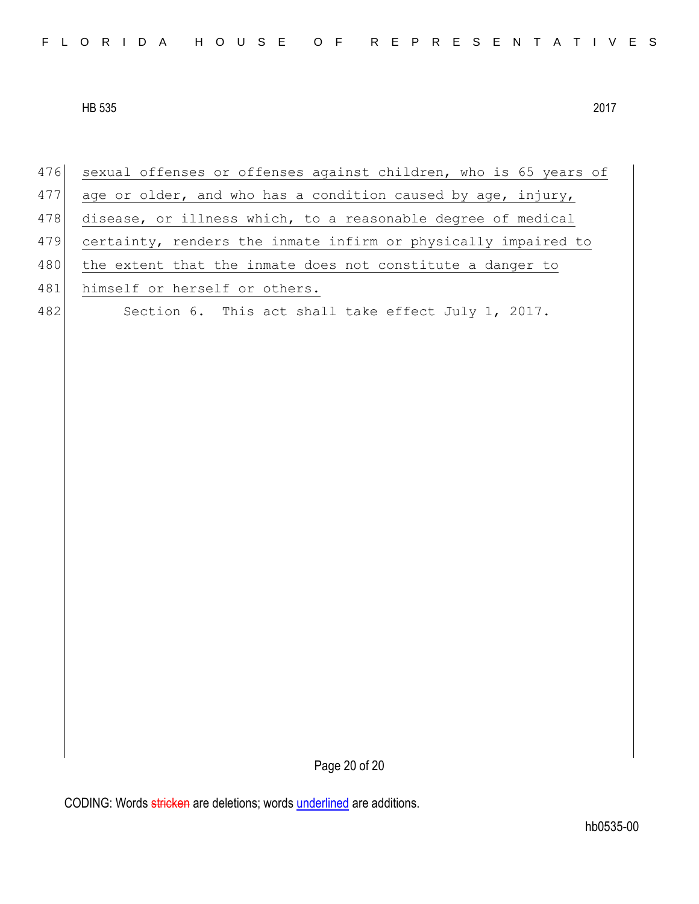476 sexual offenses or offenses against children, who is 65 years of
477 age or older, and who has a condition caused by age, injury,
478 disease, or illness which, to a reasonable degree of medical
479 certainty, renders the inmate infirm or physically impaired to
480 the extent that the inmate does not constitute a danger to
481 himself or herself or others.
482 Section 6. This act shall take effect July 1, 2017.

CODING: Words stricken are deletions; words underlined are additions.